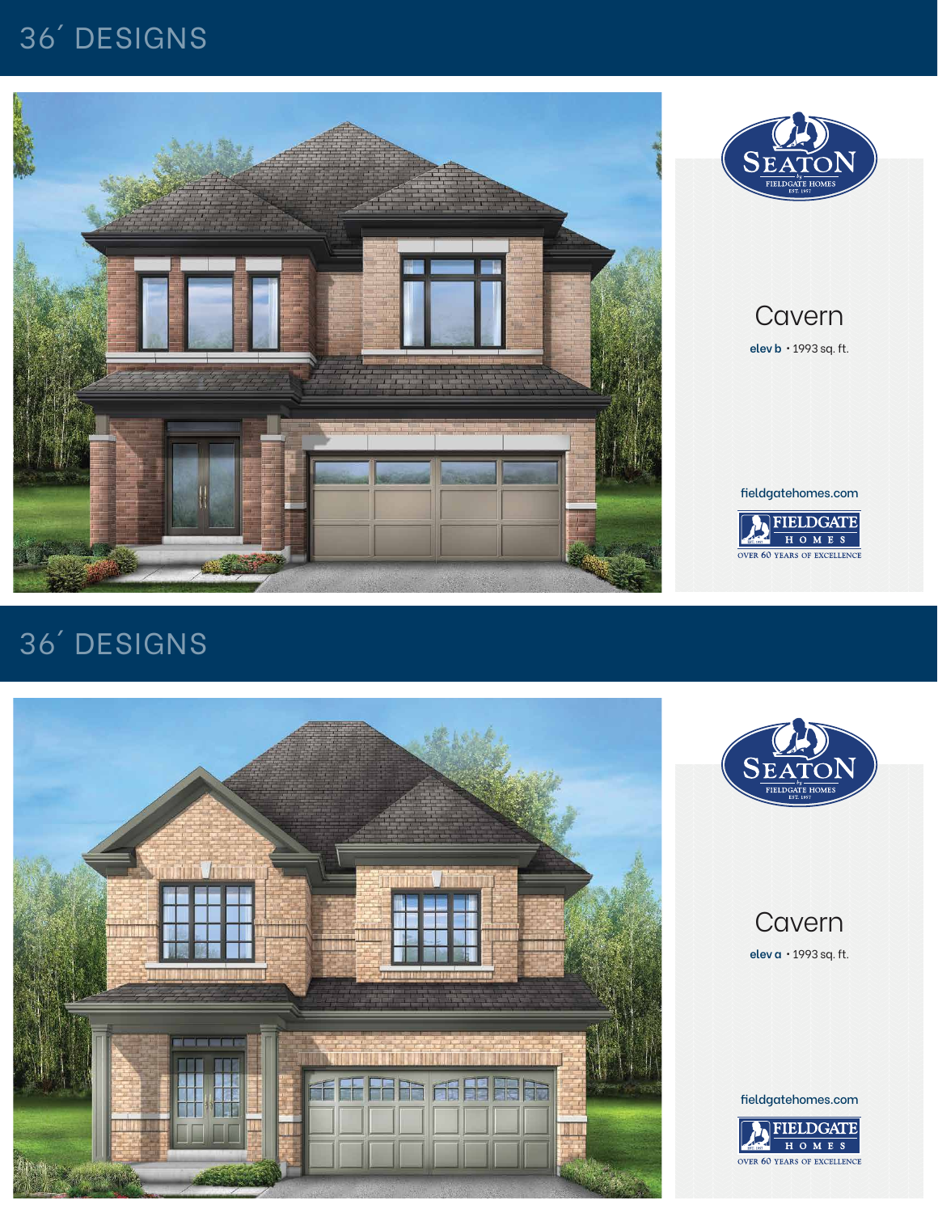# 36´ DESIGNS

SEATON
by
FIELDGATE HOMES
EST. 1957

## Cavern

**elev b** • 1993 sq. ft.

fieldgatehomes.com

FIELDGATE HOMES
OVER 60 YEARS OF EXCELLENCE

# 36´ DESIGNS

SEATON
by
FIELDGATE HOMES
EST. 1957

## Cavern

**elev a** • 1993 sq. ft.

fieldgatehomes.com

FIELDGATE HOMES
OVER 60 YEARS OF EXCELLENCE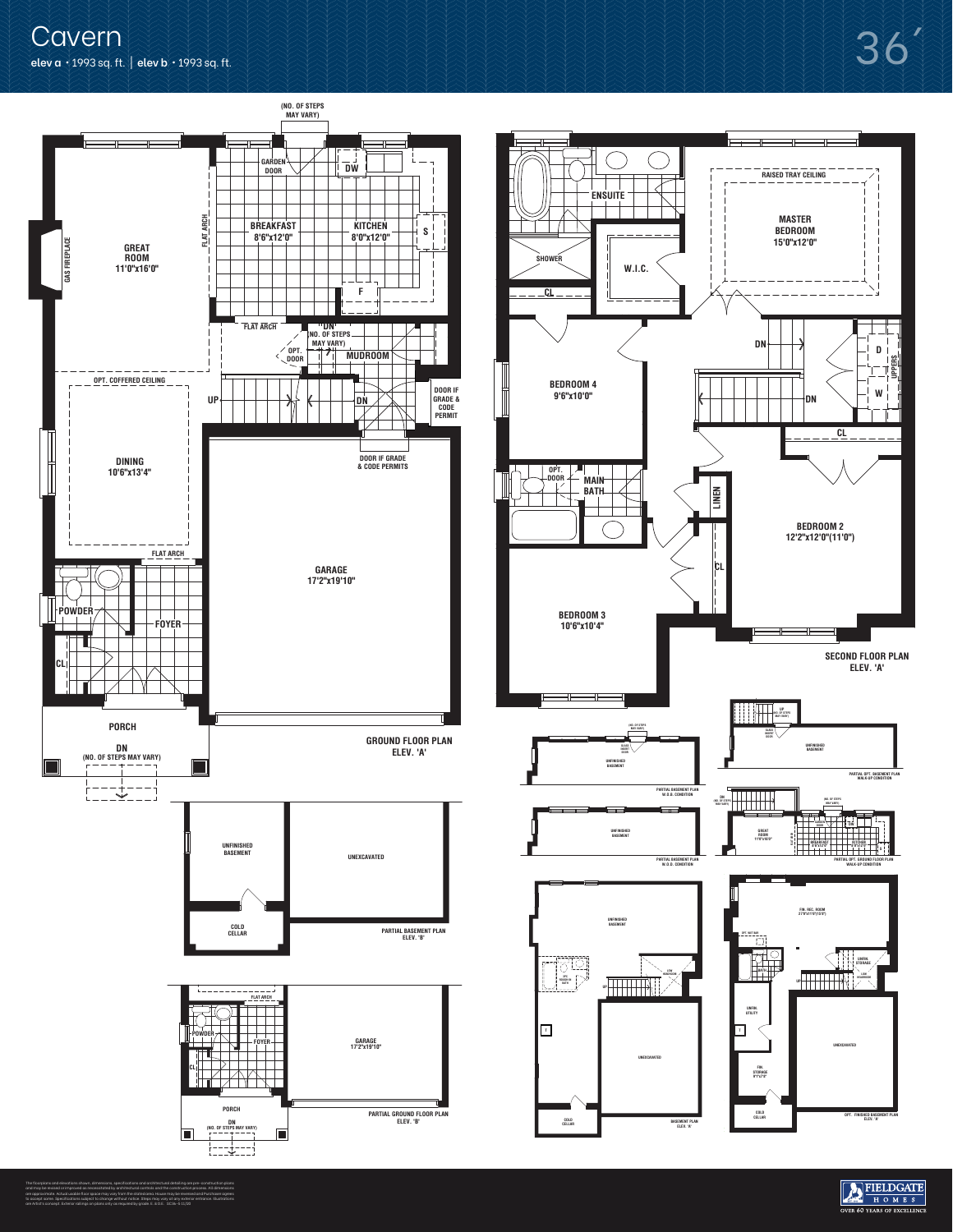# Cavern

**elev a** · 1993 sq. ft. | **elev b** · 1993 sq. ft.

36′

(NO. OF STEPS MAY VARY)

GARDEN DOOR

DW

BREAKFAST
8'6"x12'0"

KITCHEN
8'0"x12'0"

S

F

FLAT ARCH

GAS FIREPLACE

GREAT ROOM
11'0"x16'0"

FLAT ARCH

"DN"
(NO. OF STEPS MAY VARY)

OPT. DOOR

MUDROOM

OPT. COFFERED CEILING

UP

DN

DOOR IF GRADE & CODE PERMIT

DINING
10'6"x13'4"

DOOR IF GRADE & CODE PERMITS

FLAT ARCH

GARAGE
17'2"x19'10"

POWDER

FOYER

CL

PORCH

DN
(NO. OF STEPS MAY VARY)

GROUND FLOOR PLAN
ELEV. 'A'

ENSUITE

RAISED TRAY CEILING

MASTER BEDROOM
15'0"x12'0"

SHOWER

W.I.C.

CL

BEDROOM 4
9'6"x10'0"

DN

D

W

UPPERS

DN

CL

OPT. DOOR

MAIN BATH

LINEN

BEDROOM 2
12'2"x12'0"(11'0")

CL

BEDROOM 3
10'6"x10'4"

SECOND FLOOR PLAN
ELEV. 'A'

UNFINISHED BASEMENT

UNEXCAVATED

COLD CELLAR

PARTIAL BASEMENT PLAN
ELEV. 'B'

FLAT ARCH

POWDER

FOYER

GARAGE
17'2"x19'10"

CL

PORCH

DN
(NO. OF STEPS MAY VARY)

PARTIAL GROUND FLOOR PLAN
ELEV. 'B'

UNFINISHED BASEMENT

PARTIAL BASEMENT PLAN
W.O.D. CONDITION

UNFINISHED BASEMENT

PARTIAL OPT. BASEMENT PLAN
WALK-UP CONDITION

UNFINISHED BASEMENT

PARTIAL BASEMENT PLAN
W.O.D. CONDITION

GREAT ROOM

BREAKFAST

KITCHEN

PARTIAL OPT. GROUND FLOOR PLAN
WALK-UP CONDITION

UNFINISHED BASEMENT

UP

UNEXCAVATED

COLD CELLAR

BASEMENT PLAN
ELEV. 'A'

FIN. REC. ROOM

BATH

UNFIN. STORAGE

UP

UNFIN. UTILITY

UNEXCAVATED

FIN. STORAGE

COLD CELLAR

OPT. FINISHED BASEMENT PLAN
ELEV. 'A'

FIELDGATE HOMES
OVER 60 YEARS OF EXCELLENCE